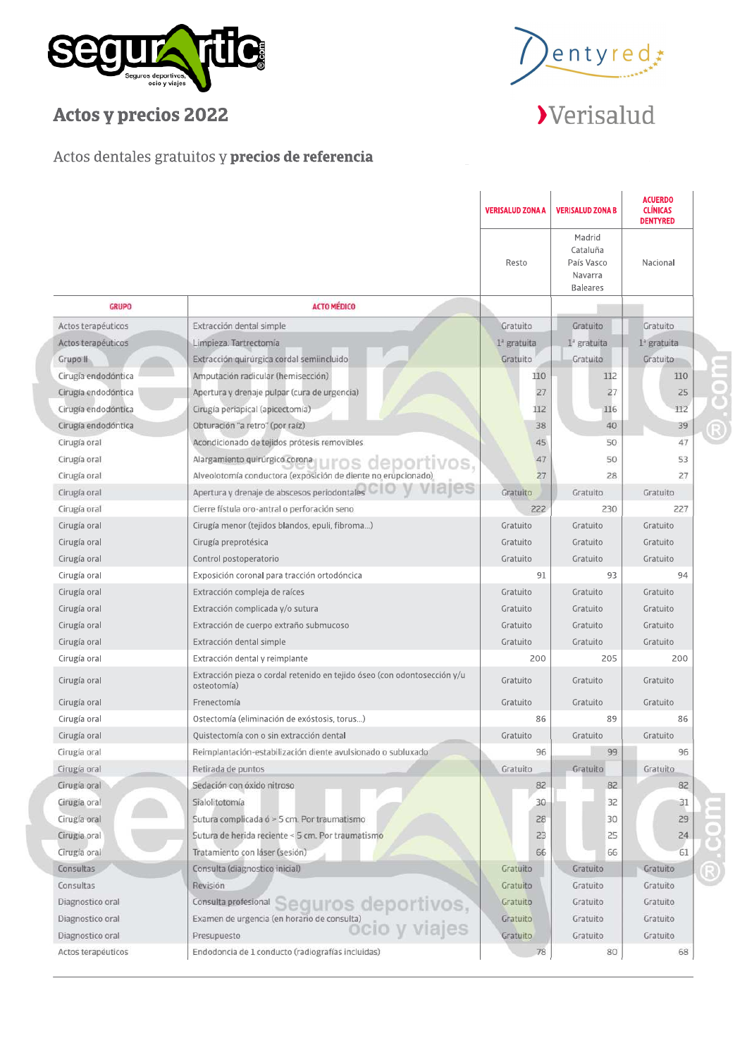# Actos y precios 2022

Actos dentales gratuitos y **precios de referencia**

| GRUPO | ACTO MÉDICO | VERISALUD ZONA A | VERISALUD ZONA B | ACUERDO CLÍNICAS DENTYRED |
|---|---|---|---|---|
| | | Resto | Madrid Cataluña País Vasco Navarra Baleares | Nacional |
| Actos terapéuticos | Extracción dental simple | Gratuito | Gratuito | Gratuito |
| Actos terapéuticos | Limpieza. Tartrectomía | 1ª gratuita | 1ª gratuita | 1ª gratuita |
| Grupo II | Extracción quirúrgica cordal semiincluido | Gratuito | Gratuito | Gratuito |
| Cirugía endodóntica | Amputación radicular (hemisección) | 110 | 112 | 110 |
| Cirugía endodóntica | Apertura y drenaje pulpar (cura de urgencia) | 27 | 27 | 25 |
| Cirugía endodóntica | Cirugía periapical (apicectomía) | 112 | 116 | 112 |
| Cirugía endodóntica | Obturación "a retro" (por raíz) | 38 | 40 | 39 |
| Cirugía oral | Acondicionado de tejidos prótesis removibles | 45 | 50 | 47 |
| Cirugía oral | Alargamiento quirúrgico corona | 47 | 50 | 53 |
| Cirugía oral | Alveolotomía conductora (exposición de diente no erupcionado) | 27 | 28 | 27 |
| Cirugía oral | Apertura y drenaje de abscesos periodontales | Gratuito | Gratuito | Gratuito |
| Cirugía oral | Cierre fístula oro-antral o perforación seno | 222 | 230 | 227 |
| Cirugía oral | Cirugía menor (tejidos blandos, epuli, fibroma...) | Gratuito | Gratuito | Gratuito |
| Cirugía oral | Cirugía preprotésica | Gratuito | Gratuito | Gratuito |
| Cirugía oral | Control postoperatorio | Gratuito | Gratuito | Gratuito |
| Cirugía oral | Exposición coronal para tracción ortodóncica | 91 | 93 | 94 |
| Cirugía oral | Extracción compleja de raíces | Gratuito | Gratuito | Gratuito |
| Cirugía oral | Extracción complicada y/o sutura | Gratuito | Gratuito | Gratuito |
| Cirugía oral | Extracción de cuerpo extraño submucoso | Gratuito | Gratuito | Gratuito |
| Cirugía oral | Extracción dental simple | Gratuito | Gratuito | Gratuito |
| Cirugía oral | Extracción dental y reimplante | 200 | 205 | 200 |
| Cirugía oral | Extracción pieza o cordal retenido en tejido óseo (con odontosección y/u osteotomía) | Gratuito | Gratuito | Gratuito |
| Cirugía oral | Frenectomía | Gratuito | Gratuito | Gratuito |
| Cirugía oral | Ostectomía (eliminación de exóstosis, torus...) | 86 | 89 | 86 |
| Cirugía oral | Quistectomía con o sin extracción dental | Gratuito | Gratuito | Gratuito |
| Cirugía oral | Reimplantación-estabilización diente avulsionado o subluxado | 96 | 99 | 96 |
| Cirugía oral | Retirada de puntos | Gratuito | Gratuito | Gratuito |
| Cirugía oral | Sedación con óxido nitroso | 82 | 82 | 82 |
| Cirugía oral | Sialolitotomía | 30 | 32 | 31 |
| Cirugía oral | Sutura complicada ó > 5 cm. Por traumatismo | 28 | 30 | 29 |
| Cirugía oral | Sutura de herida reciente < 5 cm. Por traumatismo | 23 | 25 | 24 |
| Cirugía oral | Tratamiento con láser (sesión) | 66 | 66 | 61 |
| Consultas | Consulta (diagnostico inicial) | Gratuito | Gratuito | Gratuito |
| Consultas | Revisión | Gratuito | Gratuito | Gratuito |
| Diagnostico oral | Consulta profesional | Gratuito | Gratuito | Gratuito |
| Diagnostico oral | Examen de urgencia (en horario de consulta) | Gratuito | Gratuito | Gratuito |
| Diagnostico oral | Presupuesto | Gratuito | Gratuito | Gratuito |
| Actos terapéuticos | Endodoncia de 1 conducto (radiografías incluidas) | 78 | 80 | 68 |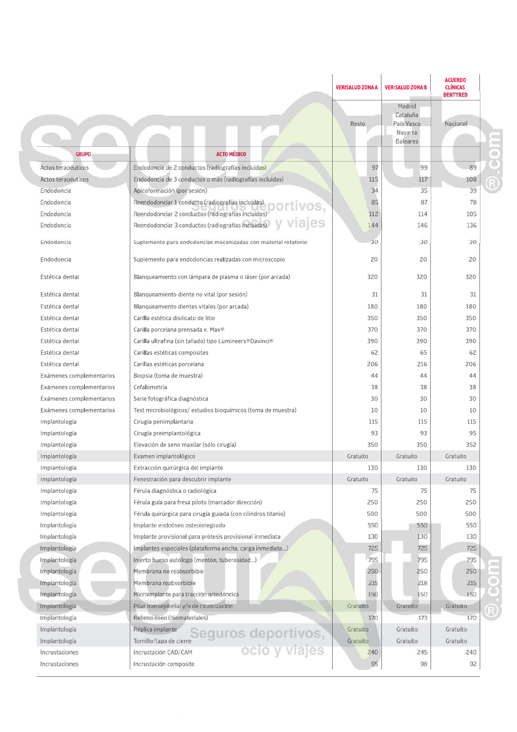| GRUPO | ACTO MÉDICO | VERISALUD ZONA A | VERISALUD ZONA B | ACUERDO CLÍNICAS DENTYRED |
|---|---|---|---|---|
| | | Resto | Madrid Cataluña País Vasco Navarra Baleares | Nacional |
| Actos terapéuticos | Endodoncia de 2 conductos (radiografías incluidas) | 97 | 99 | 89 |
| Actos terapéuticos | Endodoncia de 3 conductos o más (radiografías incluidas) | 115 | 117 | 108 |
| Endodoncia | Apicoformación (por sesión) | 34 | 35 | 39 |
| Endodoncia | Reendodonciar 1 conducto (radiografías incluidas) | 85 | 87 | 78 |
| Endodoncia | Reendodonciar 2 conductos (radiografías incluidas) | 112 | 114 | 105 |
| Endodoncia | Reendodonciar 3 conductos (radiografías incluidas) | 144 | 146 | 136 |
| Endodoncia | Suplemento para endodoncias mecanizadas con material rotatorio | 30 | 30 | 30 |
| Endodoncia | Suplemento para endodoncias realizadas con microscopio | 20 | 20 | 20 |
| Estética dental | Blanqueamiento con lámpara de plasma o láser (por arcada) | 320 | 320 | 320 |
| Estética dental | Blanqueamiento diente no vital (por sesión) | 31 | 31 | 31 |
| Estética dental | Blanqueamiento dientes vitales (por arcada) | 180 | 180 | 180 |
| Estética dental | Carilla estética disilicato de litio | 350 | 350 | 350 |
| Estética dental | Carilla porcelana prensada e. Max® | 370 | 370 | 370 |
| Estética dental | Carilla ultrafina (sin tallado) tipo Lumineers®Davinci® | 390 | 390 | 390 |
| Estética dental | Carillas estéticas composites | 62 | 65 | 62 |
| Estética dental | Carillas estéticas porcelana | 206 | 216 | 206 |
| Exámenes complementarios | Biopsia (toma de muestra) | 44 | 44 | 44 |
| Exámenes complementarios | Cefalometría | 38 | 38 | 38 |
| Exámenes complementarios | Serie fotográfica diagnóstica | 30 | 30 | 30 |
| Exámenes complementarios | Test microbiológicos/ estudios bioquímicos (toma de muestra) | 10 | 10 | 10 |
| Implantología | Cirugía periimplantaria | 115 | 115 | 115 |
| Implantología | Cirugía preimplantológica | 93 | 93 | 95 |
| Implantología | Elevación de seno maxilar (sólo cirugía) | 350 | 350 | 352 |
| Implantología | Examen implantológico | Gratuito | Gratuito | Gratuito |
| Implantología | Extracción quirúrgica del implante | 130 | 130 | 130 |
| Implantología | Fenestración para descubrir implante | Gratuito | Gratuito | Gratuito |
| Implantología | Férula diagnóstica o radiológica | 75 | 75 | 75 |
| Implantología | Férula guía para fresa piloto (marcador dirección) | 250 | 250 | 250 |
| Implantología | Férula quirúrgica para cirugía guiada (con cilindros titanio) | 500 | 500 | 500 |
| Implantología | Implante endoóseo osteointegrado | 550 | 550 | 550 |
| Implantología | Implante provisional para prótesis provisional inmediata | 130 | 130 | 130 |
| Implantología | Implantes especiales (plataforma ancha, carga inmediata...) | 725 | 725 | 725 |
| Implantología | Injerto hueso autólogo (mentón, tuberosidad...) | 795 | 795 | 795 |
| Implantología | Membrana no reabsorbible | 250 | 250 | 250 |
| Implantología | Membrana reabsorbible | 215 | 218 | 215 |
| Implantología | Microimplante para tracción ortodóncica | 150 | 150 | 150 |
| Implantología | Pilar transepitelial y/o de cicatrización | Gratuito | Gratuito | Gratuito |
| Implantología | Relleno óseo (biomateriales) | 170 | 173 | 170 |
| Implantología | Réplica implante | Gratuito | Gratuito | Gratuito |
| Implantología | Tornillo/tapa de cierre | Gratuito | Gratuito | Gratuito |
| Incrustaciones | Incrustación CAD/CAM | 240 | 245 | 240 |
| Incrustaciones | Incrustación composite | 95 | 98 | 92 |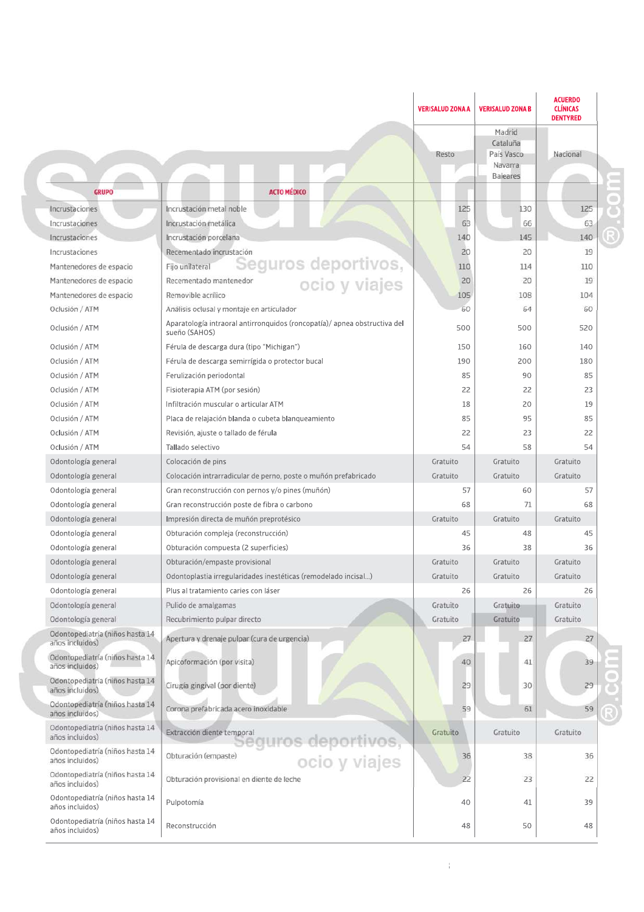| GRUPO | ACTO MÉDICO | VERISALUD ZONA A | VERISALUD ZONA B | ACUERDO CLÍNICAS DENTYRED |
|---|---|---|---|---|
| | | Resto | Madrid Cataluña País Vasco Navarra Baleares | Nacional |
| Incrustaciones | Incrustación metal noble | 125 | 130 | 125 |
| Incrustaciones | Incrustación metálica | 63 | 66 | 63 |
| Incrustaciones | Incrustación porcelana | 140 | 145 | 140 |
| Incrustaciones | Recementado incrustación | 20 | 20 | 19 |
| Mantenedores de espacio | Fijo unilateral | 110 | 114 | 110 |
| Mantenedores de espacio | Recementado mantenedor | 20 | 20 | 19 |
| Mantenedores de espacio | Removible acrílico | 105 | 108 | 104 |
| Oclusión / ATM | Análisis oclusal y montaje en articulador | 60 | 64 | 60 |
| Oclusión / ATM | Aparatología intraoral antirronquidos (roncopatía)/ apnea obstructiva del sueño (SAHOS) | 500 | 500 | 520 |
| Oclusión / ATM | Férula de descarga dura (tipo "Michigan") | 150 | 160 | 140 |
| Oclusión / ATM | Férula de descarga semirrígida o protector bucal | 190 | 200 | 180 |
| Oclusión / ATM | Ferulización periodontal | 85 | 90 | 85 |
| Oclusión / ATM | Fisioterapia ATM (por sesión) | 22 | 22 | 23 |
| Oclusión / ATM | Infiltración muscular o articular ATM | 18 | 20 | 19 |
| Oclusión / ATM | Placa de relajación blanda o cubeta blanqueamiento | 85 | 95 | 85 |
| Oclusión / ATM | Revisión, ajuste o tallado de férula | 22 | 23 | 22 |
| Oclusión / ATM | Tallado selectivo | 54 | 58 | 54 |
| Odontología general | Colocación de pins | Gratuito | Gratuito | Gratuito |
| Odontología general | Colocación intrarradicular de perno, poste o muñón prefabricado | Gratuito | Gratuito | Gratuito |
| Odontología general | Gran reconstrucción con pernos y/o pines (muñón) | 57 | 60 | 57 |
| Odontología general | Gran reconstrucción poste de fibra o carbono | 68 | 71 | 68 |
| Odontología general | Impresión directa de muñón preprotésico | Gratuito | Gratuito | Gratuito |
| Odontología general | Obturación compleja (reconstrucción) | 45 | 48 | 45 |
| Odontología general | Obturación compuesta (2 superficies) | 36 | 38 | 36 |
| Odontología general | Obturación/empaste provisional | Gratuito | Gratuito | Gratuito |
| Odontología general | Odontoplastia irregularidades inestéticas (remodelado incisal...) | Gratuito | Gratuito | Gratuito |
| Odontología general | Plus al tratamiento caries con láser | 26 | 26 | 26 |
| Odontología general | Pulido de amalgamas | Gratuito | Gratuito | Gratuito |
| Odontología general | Recubrimiento pulpar directo | Gratuito | Gratuito | Gratuito |
| Odontopediatría (niños hasta 14 años incluidos) | Apertura y drenaje pulpar (cura de urgencia) | 27 | 27 | 27 |
| Odontopediatría (niños hasta 14 años incluidos) | Apicoformación (por visita) | 40 | 41 | 39 |
| Odontopediatría (niños hasta 14 años incluidos) | Cirugía gingival (por diente) | 29 | 30 | 29 |
| Odontopediatría (niños hasta 14 años incluidos) | Corona prefabricada acero inoxidable | 59 | 61 | 59 |
| Odontopediatría (niños hasta 14 años incluidos) | Extracción diente temporal | Gratuito | Gratuito | Gratuito |
| Odontopediatría (niños hasta 14 años incluidos) | Obturación (empaste) | 36 | 38 | 36 |
| Odontopediatría (niños hasta 14 años incluidos) | Obturación provisional en diente de leche | 22 | 23 | 22 |
| Odontopediatría (niños hasta 14 años incluidos) | Pulpotomía | 40 | 41 | 39 |
| Odontopediatría (niños hasta 14 años incluidos) | Reconstrucción | 48 | 50 | 48 |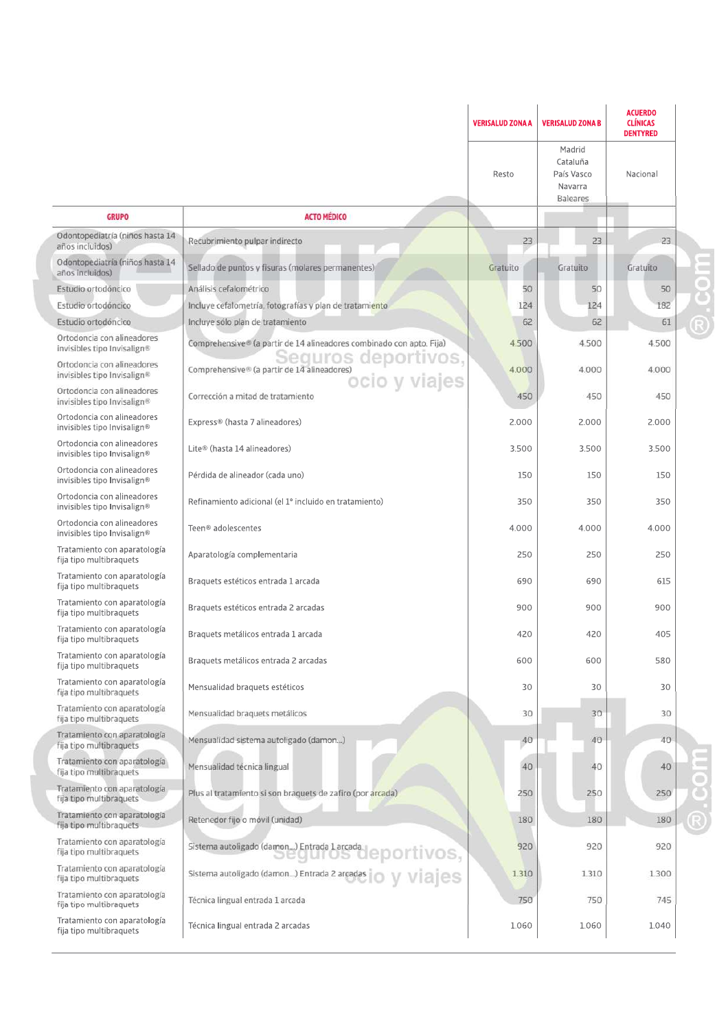| GRUPO | ACTO MÉDICO | VERISALUD ZONA A | VERISALUD ZONA B | ACUERDO CLÍNICAS DENTYRED |
|---|---|---|---|---|
| | | Resto | Madrid Cataluña País Vasco Navarra Baleares | Nacional |
| Odontopediatría (niños hasta 14 años incluidos) | Recubrimiento pulpar indirecto | 23 | 23 | 23 |
| Odontopediatría (niños hasta 14 años incluidos) | Sellado de puntos y fisuras (molares permanentes) | Gratuito | Gratuito | Gratuito |
| Estudio ortodóncico | Análisis cefalométrico | 50 | 50 | 50 |
| Estudio ortodóncico | Incluye cefalometría, fotografías y plan de tratamiento | 124 | 124 | 182 |
| Estudio ortodóncico | Incluye sólo plan de tratamiento | 62 | 62 | 61 |
| Ortodoncia con alineadores invisibles tipo Invisalign® | Comprehensive® (a partir de 14 alineadores combinado con apto. Fija) | 4.500 | 4.500 | 4.500 |
| Ortodoncia con alineadores invisibles tipo Invisalign® | Comprehensive® (a partir de 14 alineadores) | 4.000 | 4.000 | 4.000 |
| Ortodoncia con alineadores invisibles tipo Invisalign® | Corrección a mitad de tratamiento | 450 | 450 | 450 |
| Ortodoncia con alineadores invisibles tipo Invisalign® | Express® (hasta 7 alineadores) | 2.000 | 2.000 | 2.000 |
| Ortodoncia con alineadores invisibles tipo Invisalign® | Lite® (hasta 14 alineadores) | 3.500 | 3.500 | 3.500 |
| Ortodoncia con alineadores invisibles tipo Invisalign® | Pérdida de alineador (cada uno) | 150 | 150 | 150 |
| Ortodoncia con alineadores invisibles tipo Invisalign® | Refinamiento adicional (el 1° incluido en tratamiento) | 350 | 350 | 350 |
| Ortodoncia con alineadores invisibles tipo Invisalign® | Teen® adolescentes | 4.000 | 4.000 | 4.000 |
| Tratamiento con aparatología fija tipo multibraquets | Aparatología complementaria | 250 | 250 | 250 |
| Tratamiento con aparatología fija tipo multibraquets | Braquets estéticos entrada 1 arcada | 690 | 690 | 615 |
| Tratamiento con aparatología fija tipo multibraquets | Braquets estéticos entrada 2 arcadas | 900 | 900 | 900 |
| Tratamiento con aparatología fija tipo multibraquets | Braquets metálicos entrada 1 arcada | 420 | 420 | 405 |
| Tratamiento con aparatología fija tipo multibraquets | Braquets metálicos entrada 2 arcadas | 600 | 600 | 580 |
| Tratamiento con aparatología fija tipo multibraquets | Mensualidad braquets estéticos | 30 | 30 | 30 |
| Tratamiento con aparatología fija tipo multibraquets | Mensualidad braquets metálicos | 30 | 30 | 30 |
| Tratamiento con aparatología fija tipo multibraquets | Mensualidad sistema autoligado (damon...) | 40 | 40 | 40 |
| Tratamiento con aparatología fija tipo multibraquets | Mensualidad técnica lingual | 40 | 40 | 40 |
| Tratamiento con aparatología fija tipo multibraquets | Plus al tratamiento si son braquets de zafiro (por arcada) | 250 | 250 | 250 |
| Tratamiento con aparatología fija tipo multibraquets | Retenedor fijo o móvil (unidad) | 180 | 180 | 180 |
| Tratamiento con aparatología fija tipo multibraquets | Sistema autoligado (damon...) Entrada 1 arcada | 920 | 920 | 920 |
| Tratamiento con aparatología fija tipo multibraquets | Sistema autoligado (damon...) Entrada 2 arcadas | 1.310 | 1.310 | 1.300 |
| Tratamiento con aparatología fija tipo multibraquets | Técnica lingual entrada 1 arcada | 750 | 750 | 745 |
| Tratamiento con aparatología fija tipo multibraquets | Técnica lingual entrada 2 arcadas | 1.060 | 1.060 | 1.040 |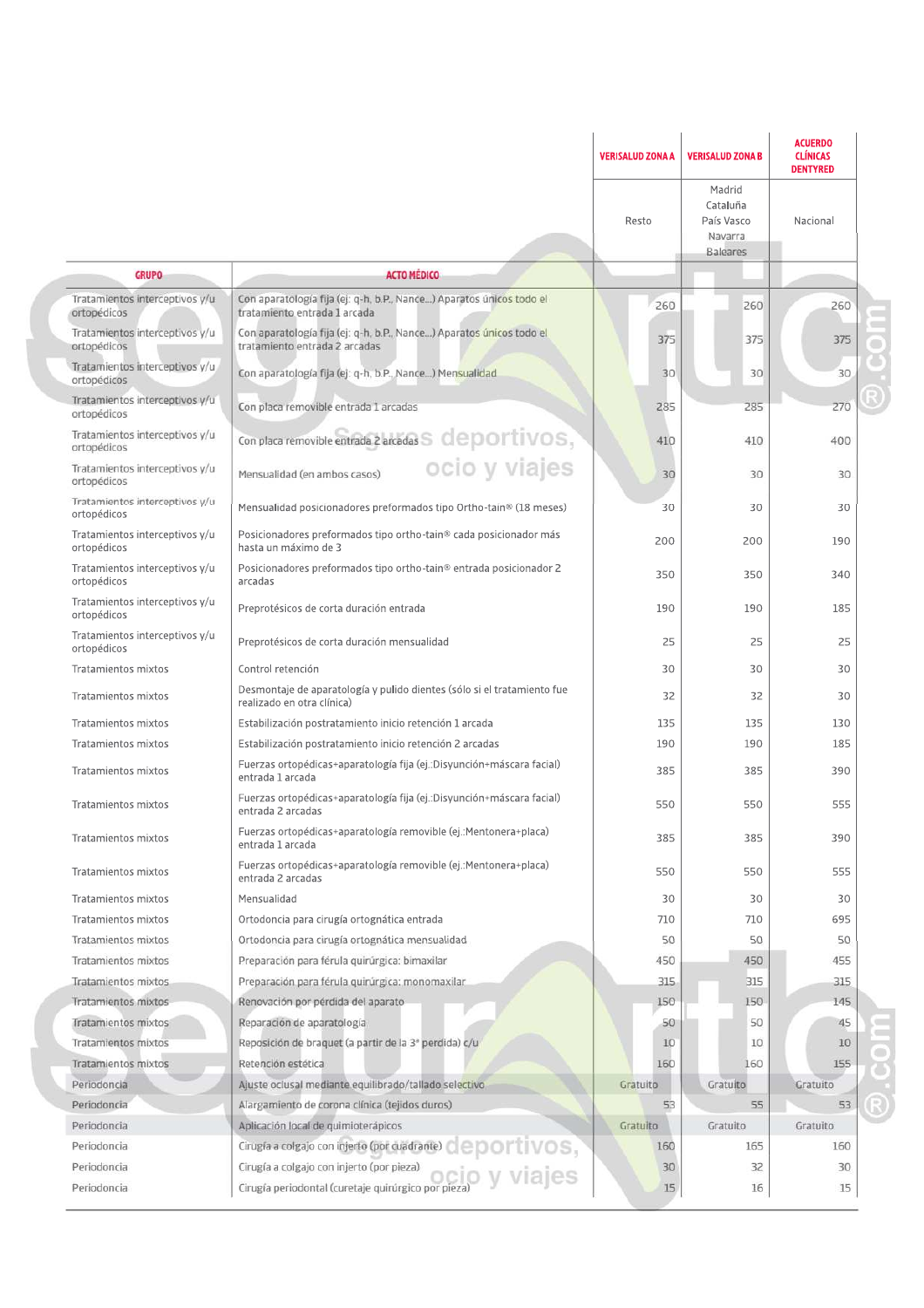| GRUPO | ACTO MÉDICO | VERISALUD ZONA A<br>Resto | VERISALUD ZONA B<br>Madrid Cataluña País Vasco Navarra Baleares | ACUERDO CLÍNICAS DENTYRED<br>Nacional |
|---|---|---|---|---|
| Tratamientos interceptivos y/u ortopédicos | Con aparatología fija (ej: q-h, b.P., Nance...) Aparatos únicos todo el tratamiento entrada 1 arcada | 260 | 260 | 260 |
| Tratamientos interceptivos y/u ortopédicos | Con aparatología fija (ej: q-h, b.P., Nance...) Aparatos únicos todo el tratamiento entrada 2 arcadas | 375 | 375 | 375 |
| Tratamientos interceptivos y/u ortopédicos | Con aparatología fija (ej: q-h, b.P., Nance...) Mensualidad | 30 | 30 | 30 |
| Tratamientos interceptivos y/u ortopédicos | Con placa removible entrada 1 arcadas | 285 | 285 | 270 |
| Tratamientos interceptivos y/u ortopédicos | Con placa removible entrada 2 arcadas | 410 | 410 | 400 |
| Tratamientos interceptivos y/u ortopédicos | Mensualidad (en ambos casos) | 30 | 30 | 30 |
| Tratamientos interceptivos y/u ortopédicos | Mensualidad posicionadores preformados tipo Ortho-tain® (18 meses) | 30 | 30 | 30 |
| Tratamientos interceptivos y/u ortopédicos | Posicionadores preformados tipo ortho-tain® cada posicionador más hasta un máximo de 3 | 200 | 200 | 190 |
| Tratamientos interceptivos y/u ortopédicos | Posicionadores preformados tipo ortho-tain® entrada posicionador 2 arcadas | 350 | 350 | 340 |
| Tratamientos interceptivos y/u ortopédicos | Preprotésicos de corta duración entrada | 190 | 190 | 185 |
| Tratamientos interceptivos y/u ortopédicos | Preprotésicos de corta duración mensualidad | 25 | 25 | 25 |
| Tratamientos mixtos | Control retención | 30 | 30 | 30 |
| Tratamientos mixtos | Desmontaje de aparatología y pulido dientes (sólo si el tratamiento fue realizado en otra clínica) | 32 | 32 | 30 |
| Tratamientos mixtos | Estabilización postratamiento inicio retención 1 arcada | 135 | 135 | 130 |
| Tratamientos mixtos | Estabilización postratamiento inicio retención 2 arcadas | 190 | 190 | 185 |
| Tratamientos mixtos | Fuerzas ortopédicas+aparatología fija (ej.:Disyunción+máscara facial) entrada 1 arcada | 385 | 385 | 390 |
| Tratamientos mixtos | Fuerzas ortopédicas+aparatología fija (ej.:Disyunción+máscara facial) entrada 2 arcadas | 550 | 550 | 555 |
| Tratamientos mixtos | Fuerzas ortopédicas+aparatología removible (ej.:Mentonera+placa) entrada 1 arcada | 385 | 385 | 390 |
| Tratamientos mixtos | Fuerzas ortopédicas+aparatología removible (ej.:Mentonera+placa) entrada 2 arcadas | 550 | 550 | 555 |
| Tratamientos mixtos | Mensualidad | 30 | 30 | 30 |
| Tratamientos mixtos | Ortodoncia para cirugía ortognática entrada | 710 | 710 | 695 |
| Tratamientos mixtos | Ortodoncia para cirugía ortognática mensualidad | 50 | 50 | 50 |
| Tratamientos mixtos | Preparación para férula quirúrgica: bimaxilar | 450 | 450 | 455 |
| Tratamientos mixtos | Preparación para férula quirúrgica: monomaxilar | 315 | 315 | 315 |
| Tratamientos mixtos | Renovación por pérdida del aparato | 150 | 150 | 145 |
| Tratamientos mixtos | Reparación de aparatología | 50 | 50 | 45 |
| Tratamientos mixtos | Reposición de braquet (a partir de la 3ª pérdida) c/u | 10 | 10 | 10 |
| Tratamientos mixtos | Retención estética | 160 | 160 | 155 |
| Periodoncia | Ajuste oclusal mediante equilibrado/tallado selectivo | Gratuito | Gratuito | Gratuito |
| Periodoncia | Alargamiento de corona clínica (tejidos duros) | 53 | 55 | 53 |
| Periodoncia | Aplicación local de quimioterápicos | Gratuito | Gratuito | Gratuito |
| Periodoncia | Cirugía a colgajo con injerto (por cuadrante) | 160 | 165 | 160 |
| Periodoncia | Cirugía a colgajo con injerto (por pieza) | 30 | 32 | 30 |
| Periodoncia | Cirugía periodontal (curetaje quirúrgico por pieza) | 15 | 16 | 15 |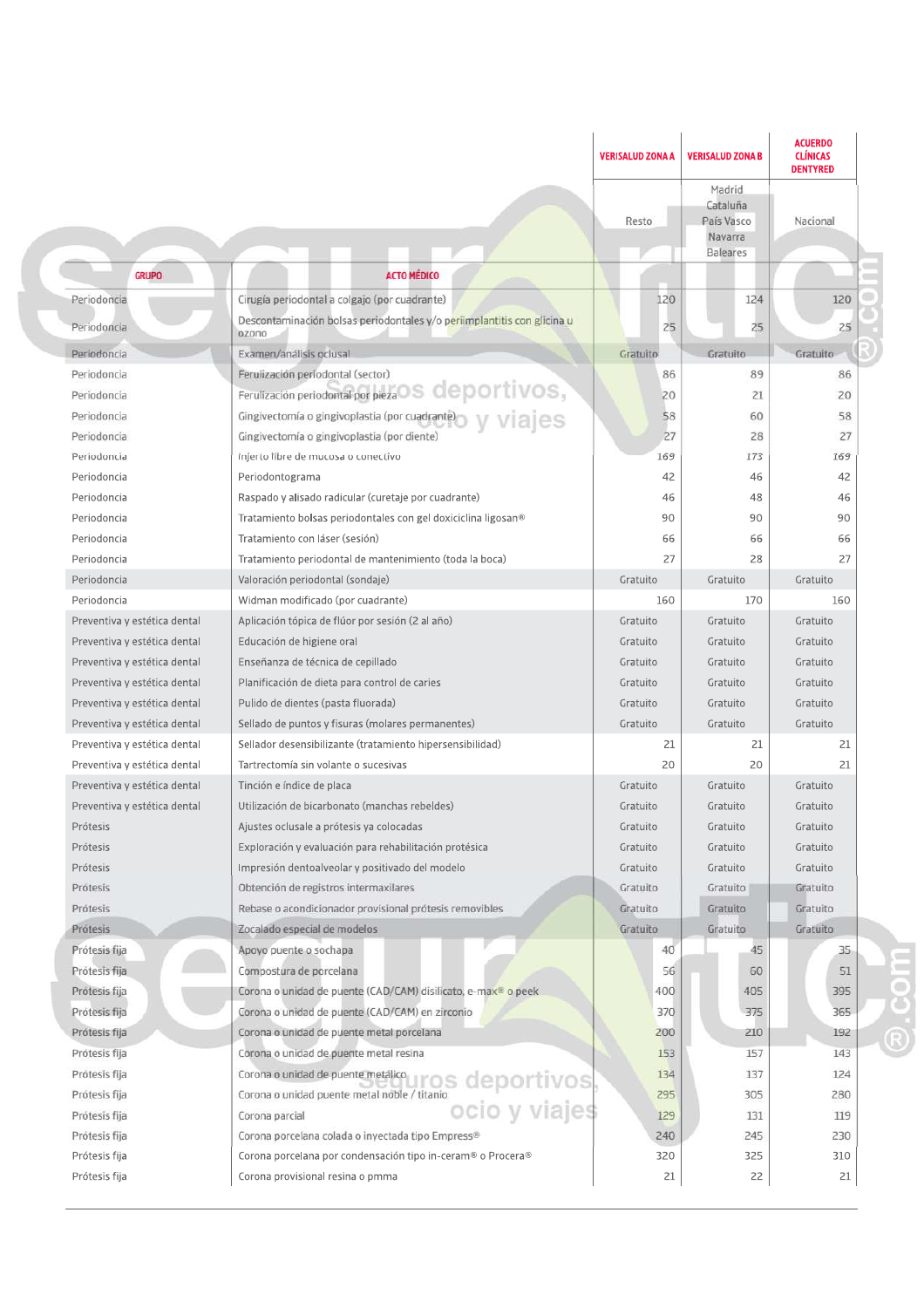| GRUPO | ACTO MÉDICO | VERISALUD ZONA A | VERISALUD ZONA B | ACUERDO CLÍNICAS DENTYRED |
|---|---|---|---|---|
| | | Resto | Madrid Cataluña País Vasco Navarra Baleares | Nacional |
| Periodoncia | Cirugía periodontal a colgajo (por cuadrante) | 120 | 124 | 120 |
| Periodoncia | Descontaminación bolsas periodontales y/o periimplantitis con glicina u ozono | 25 | 25 | 25 |
| Periodoncia | Examen/análisis oclusal | Gratuito | Gratuito | Gratuito |
| Periodoncia | Ferulización periodontal (sector) | 86 | 89 | 86 |
| Periodoncia | Ferulización periodontal por pieza | 20 | 21 | 20 |
| Periodoncia | Gingivectomía o gingivoplastia (por cuadrante) | 58 | 60 | 58 |
| Periodoncia | Gingivectomía o gingivoplastia (por diente) | 27 | 28 | 27 |
| Periodoncia | Injerto libre de mucosa o conectivo | 169 | 173 | 169 |
| Periodoncia | Periodontograma | 42 | 46 | 42 |
| Periodoncia | Raspado y alisado radicular (curetaje por cuadrante) | 46 | 48 | 46 |
| Periodoncia | Tratamiento bolsas periodontales con gel doxiciclina ligosan® | 90 | 90 | 90 |
| Periodoncia | Tratamiento con láser (sesión) | 66 | 66 | 66 |
| Periodoncia | Tratamiento periodontal de mantenimiento (toda la boca) | 27 | 28 | 27 |
| Periodoncia | Valoración periodontal (sondaje) | Gratuito | Gratuito | Gratuito |
| Periodoncia | Widman modificado (por cuadrante) | 160 | 170 | 160 |
| Preventiva y estética dental | Aplicación tópica de flúor por sesión (2 al año) | Gratuito | Gratuito | Gratuito |
| Preventiva y estética dental | Educación de higiene oral | Gratuito | Gratuito | Gratuito |
| Preventiva y estética dental | Enseñanza de técnica de cepillado | Gratuito | Gratuito | Gratuito |
| Preventiva y estética dental | Planificación de dieta para control de caries | Gratuito | Gratuito | Gratuito |
| Preventiva y estética dental | Pulido de dientes (pasta fluorada) | Gratuito | Gratuito | Gratuito |
| Preventiva y estética dental | Sellado de puntos y fisuras (molares permanentes) | Gratuito | Gratuito | Gratuito |
| Preventiva y estética dental | Sellador desensibilizante (tratamiento hipersensibilidad) | 21 | 21 | 21 |
| Preventiva y estética dental | Tartrectomía sin volante o sucesivas | 20 | 20 | 21 |
| Preventiva y estética dental | Tinción e índice de placa | Gratuito | Gratuito | Gratuito |
| Preventiva y estética dental | Utilización de bicarbonato (manchas rebeldes) | Gratuito | Gratuito | Gratuito |
| Prótesis | Ajustes oclusale a prótesis ya colocadas | Gratuito | Gratuito | Gratuito |
| Prótesis | Exploración y evaluación para rehabilitación protésica | Gratuito | Gratuito | Gratuito |
| Prótesis | Impresión dentoalveolar y positivado del modelo | Gratuito | Gratuito | Gratuito |
| Prótesis | Obtención de registros intermaxilares | Gratuito | Gratuito | Gratuito |
| Prótesis | Rebase o acondicionador provisional prótesis removibles | Gratuito | Gratuito | Gratuito |
| Prótesis | Zocalado especial de modelos | Gratuito | Gratuito | Gratuito |
| Prótesis fija | Apoyo puente o sochapa | 40 | 45 | 35 |
| Prótesis fija | Compostura de porcelana | 56 | 60 | 51 |
| Prótesis fija | Corona o unidad de puente (CAD/CAM) disilicato, e-max® o peek | 400 | 405 | 395 |
| Prótesis fija | Corona o unidad de puente (CAD/CAM) en zirconio | 370 | 375 | 365 |
| Prótesis fija | Corona o unidad de puente metal porcelana | 200 | 210 | 192 |
| Prótesis fija | Corona o unidad de puente metal resina | 153 | 157 | 143 |
| Prótesis fija | Corona o unidad de puente metálico | 134 | 137 | 124 |
| Prótesis fija | Corona o unidad puente metal noble / titanio | 295 | 305 | 280 |
| Prótesis fija | Corona parcial | 129 | 131 | 119 |
| Prótesis fija | Corona porcelana colada o inyectada tipo Empress® | 240 | 245 | 230 |
| Prótesis fija | Corona porcelana por condensación tipo in-ceram® o Procera® | 320 | 325 | 310 |
| Prótesis fija | Corona provisional resina o pmma | 21 | 22 | 21 |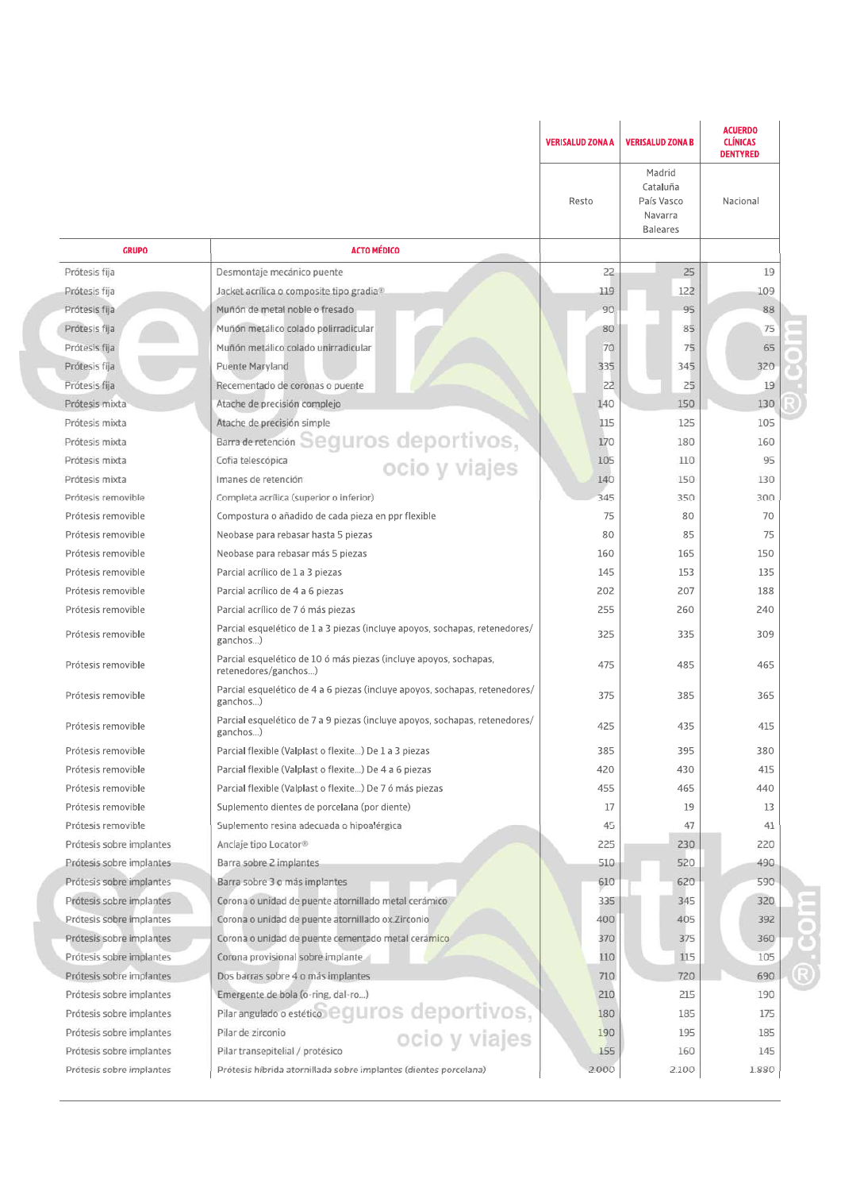| GRUPO | ACTO MÉDICO | VERISALUD ZONA A | VERISALUD ZONA B | ACUERDO CLÍNICAS DENTYRED |
|---|---|---|---|---|
| | | Resto | Madrid Cataluña País Vasco Navarra Baleares | Nacional |
| Prótesis fija | Desmontaje mecánico puente | 22 | 25 | 19 |
| Prótesis fija | Jacket acrílica o composite tipo gradia® | 119 | 122 | 109 |
| Prótesis fija | Muñón de metal noble o fresado | 90 | 95 | 88 |
| Prótesis fija | Muñón metálico colado polirradicular | 80 | 85 | 75 |
| Prótesis fija | Muñón metálico colado unirradicular | 70 | 75 | 65 |
| Prótesis fija | Puente Maryland | 335 | 345 | 320 |
| Prótesis fija | Recementado de coronas o puente | 22 | 25 | 19 |
| Prótesis mixta | Atache de precisión complejo | 140 | 150 | 130 |
| Prótesis mixta | Atache de precisión simple | 115 | 125 | 105 |
| Prótesis mixta | Barra de retención | 170 | 180 | 160 |
| Prótesis mixta | Cofia telescópica | 105 | 110 | 95 |
| Prótesis mixta | Imanes de retención | 140 | 150 | 130 |
| Prótesis removible | Completa acrílica (superior o inferior) | 345 | 350 | 300 |
| Prótesis removible | Compostura o añadido de cada pieza en ppr flexible | 75 | 80 | 70 |
| Prótesis removible | Neobase para rebasar hasta 5 piezas | 80 | 85 | 75 |
| Prótesis removible | Neobase para rebasar más 5 piezas | 160 | 165 | 150 |
| Prótesis removible | Parcial acrílico de 1 a 3 piezas | 145 | 153 | 135 |
| Prótesis removible | Parcial acrílico de 4 a 6 piezas | 202 | 207 | 188 |
| Prótesis removible | Parcial acrílico de 7 ó más piezas | 255 | 260 | 240 |
| Prótesis removible | Parcial esquelético de 1 a 3 piezas (incluye apoyos, sochapas, retenedores/ ganchos...) | 325 | 335 | 309 |
| Prótesis removible | Parcial esquelético de 10 ó más piezas (incluye apoyos, sochapas, retenedores/ganchos...) | 475 | 485 | 465 |
| Prótesis removible | Parcial esquelético de 4 a 6 piezas (incluye apoyos, sochapas, retenedores/ ganchos...) | 375 | 385 | 365 |
| Prótesis removible | Parcial esquelético de 7 a 9 piezas (incluye apoyos, sochapas, retenedores/ ganchos...) | 425 | 435 | 415 |
| Prótesis removible | Parcial flexible (Valplast o flexite...) De 1 a 3 piezas | 385 | 395 | 380 |
| Prótesis removible | Parcial flexible (Valplast o flexite...) De 4 a 6 piezas | 420 | 430 | 415 |
| Prótesis removible | Parcial flexible (Valplast o flexite...) De 7 ó más piezas | 455 | 465 | 440 |
| Prótesis removible | Suplemento dientes de porcelana (por diente) | 17 | 19 | 13 |
| Prótesis removible | Suplemento resina adecuada o hipoalérgica | 45 | 47 | 41 |
| Prótesis sobre implantes | Anclaje tipo Locator® | 225 | 230 | 220 |
| Prótesis sobre implantes | Barra sobre 2 implantes | 510 | 520 | 490 |
| Prótesis sobre implantes | Barra sobre 3 o más implantes | 610 | 620 | 590 |
| Prótesis sobre implantes | Corona o unidad de puente atornillado metal cerámico | 335 | 345 | 320 |
| Prótesis sobre implantes | Corona o unidad de puente atornillado ox.Zirconio | 400 | 405 | 392 |
| Prótesis sobre implantes | Corona o unidad de puente cementado metal cerámico | 370 | 375 | 360 |
| Prótesis sobre implantes | Corona provisional sobre implante | 110 | 115 | 105 |
| Prótesis sobre implantes | Dos barras sobre 4 o más implantes | 710 | 720 | 690 |
| Prótesis sobre implantes | Emergente de bola (o-ring, dal-ro...) | 210 | 215 | 190 |
| Prótesis sobre implantes | Pilar angulado o estético | 180 | 185 | 175 |
| Prótesis sobre implantes | Pilar de zirconio | 190 | 195 | 185 |
| Prótesis sobre implantes | Pilar transepitelial / protésico | 155 | 160 | 145 |
| Prótesis sobre implantes | Prótesis híbrida atornillada sobre implantes (dientes porcelana) | 2.000 | 2.100 | 1.880 |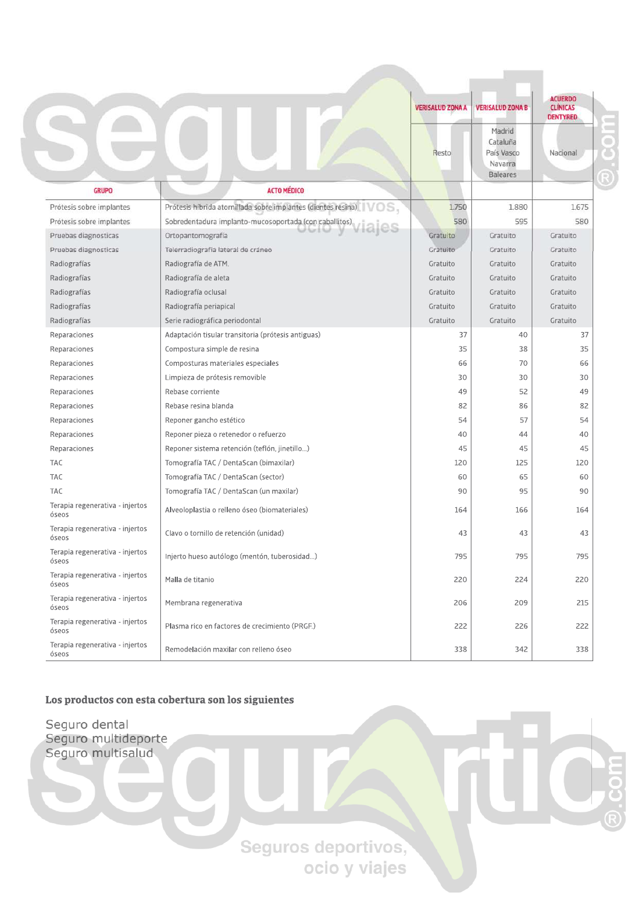| GRUPO | ACTO MÉDICO | VERISALUD ZONA A<br>Resto | VERISALUD ZONA B<br>Madrid Cataluña País Vasco Navarra Baleares | ACUERDO CLÍNICAS DENTYRED<br>Nacional |
|---|---|---|---|---|
| Prótesis sobre implantes | Prótesis híbrida atornillada sobre implantes (dientes resina) | 1.750 | 1.880 | 1.675 |
| Prótesis sobre implantes | Sobredentadura implanto-mucosoportada (con caballitos) | 580 | 595 | 580 |
| Pruebas diagnosticas | Ortopantomografía | Gratuito | Gratuito | Gratuito |
| Pruebas diagnosticas | Telerradiografía lateral de cráneo | Gratuito | Gratuito | Gratuito |
| Radiografías | Radiografía de ATM. | Gratuito | Gratuito | Gratuito |
| Radiografías | Radiografía de aleta | Gratuito | Gratuito | Gratuito |
| Radiografías | Radiografía oclusal | Gratuito | Gratuito | Gratuito |
| Radiografías | Radiografía periapical | Gratuito | Gratuito | Gratuito |
| Radiografías | Serie radiográfica periodontal | Gratuito | Gratuito | Gratuito |
| Reparaciones | Adaptación tisular transitoria (prótesis antiguas) | 37 | 40 | 37 |
| Reparaciones | Compostura simple de resina | 35 | 38 | 35 |
| Reparaciones | Composturas materiales especiales | 66 | 70 | 66 |
| Reparaciones | Limpieza de prótesis removible | 30 | 30 | 30 |
| Reparaciones | Rebase corriente | 49 | 52 | 49 |
| Reparaciones | Rebase resina blanda | 82 | 86 | 82 |
| Reparaciones | Reponer gancho estético | 54 | 57 | 54 |
| Reparaciones | Reponer pieza o retenedor o refuerzo | 40 | 44 | 40 |
| Reparaciones | Reponer sistema retención (teflón, jinetillo...) | 45 | 45 | 45 |
| TAC | Tomografía TAC / DentaScan (bimaxilar) | 120 | 125 | 120 |
| TAC | Tomografía TAC / DentaScan (sector) | 60 | 65 | 60 |
| TAC | Tomografía TAC / DentaScan (un maxilar) | 90 | 95 | 90 |
| Terapia regenerativa - injertos óseos | Alveoloplastia o relleno óseo (biomateriales) | 164 | 166 | 164 |
| Terapia regenerativa - injertos óseos | Clavo o tornillo de retención (unidad) | 43 | 43 | 43 |
| Terapia regenerativa - injertos óseos | Injerto hueso autólogo (mentón, tuberosidad...) | 795 | 795 | 795 |
| Terapia regenerativa - injertos óseos | Malla de titanio | 220 | 224 | 220 |
| Terapia regenerativa - injertos óseos | Membrana regenerativa | 206 | 209 | 215 |
| Terapia regenerativa - injertos óseos | Plasma rico en factores de crecimiento (PRGF.) | 222 | 226 | 222 |
| Terapia regenerativa - injertos óseos | Remodelación maxilar con relleno óseo | 338 | 342 | 338 |

**Los productos con esta cobertura son los siguientes**

Seguro dental
Seguro multideporte
Seguro multisalud